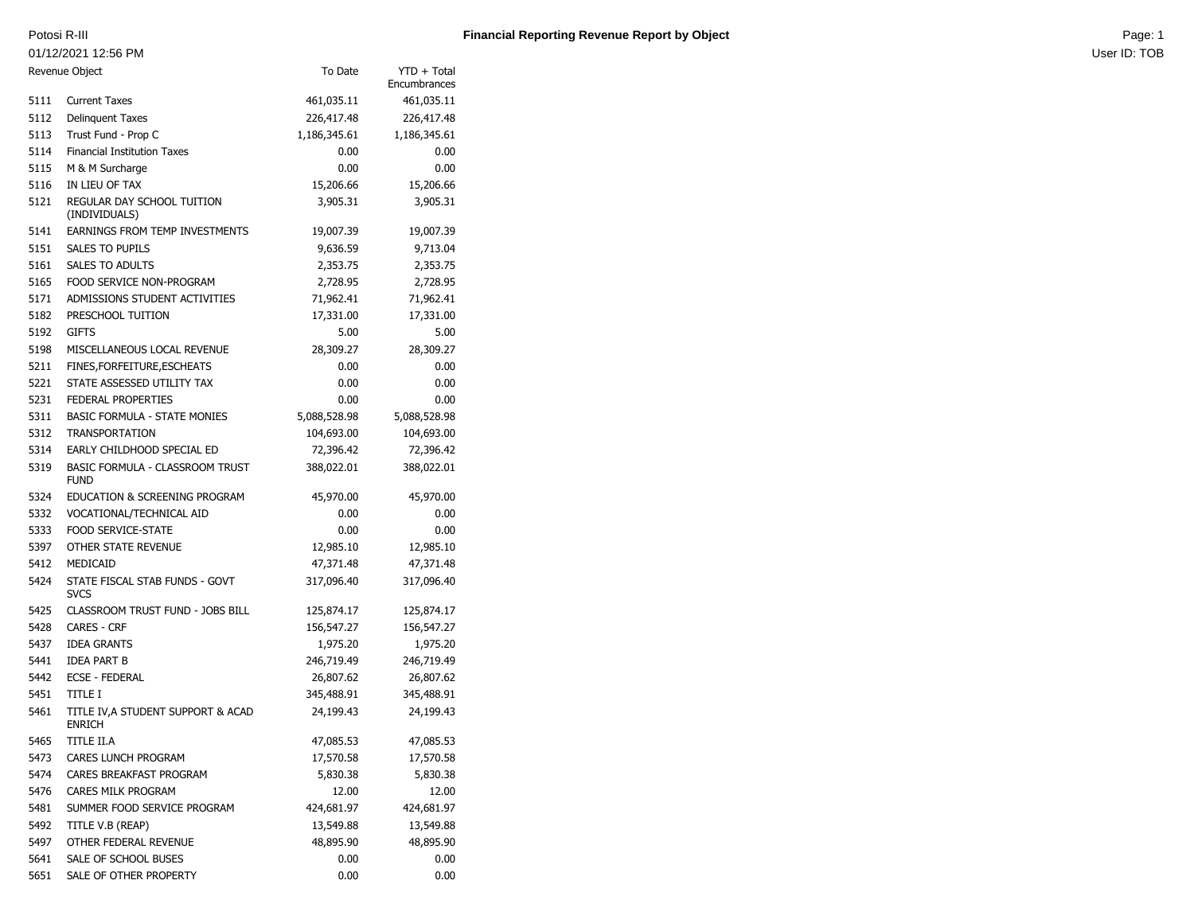Potosi R-III

01/12/2021 12:56 PM

# Financial Reporting Revenue Report by Object

User ID: TOB

| Revenue Object | | To Date | YTD + Total Encumbrances |
|---|---|---:|---:|
| 5111 | Current Taxes | 461,035.11 | 461,035.11 |
| 5112 | Delinquent Taxes | 226,417.48 | 226,417.48 |
| 5113 | Trust Fund - Prop C | 1,186,345.61 | 1,186,345.61 |
| 5114 | Financial Institution Taxes | 0.00 | 0.00 |
| 5115 | M & M Surcharge | 0.00 | 0.00 |
| 5116 | IN LIEU OF TAX | 15,206.66 | 15,206.66 |
| 5121 | REGULAR DAY SCHOOL TUITION (INDIVIDUALS) | 3,905.31 | 3,905.31 |
| 5141 | EARNINGS FROM TEMP INVESTMENTS | 19,007.39 | 19,007.39 |
| 5151 | SALES TO PUPILS | 9,636.59 | 9,713.04 |
| 5161 | SALES TO ADULTS | 2,353.75 | 2,353.75 |
| 5165 | FOOD SERVICE NON-PROGRAM | 2,728.95 | 2,728.95 |
| 5171 | ADMISSIONS STUDENT ACTIVITIES | 71,962.41 | 71,962.41 |
| 5182 | PRESCHOOL TUITION | 17,331.00 | 17,331.00 |
| 5192 | GIFTS | 5.00 | 5.00 |
| 5198 | MISCELLANEOUS LOCAL REVENUE | 28,309.27 | 28,309.27 |
| 5211 | FINES,FORFEITURE,ESCHEATS | 0.00 | 0.00 |
| 5221 | STATE ASSESSED UTILITY TAX | 0.00 | 0.00 |
| 5231 | FEDERAL PROPERTIES | 0.00 | 0.00 |
| 5311 | BASIC FORMULA - STATE MONIES | 5,088,528.98 | 5,088,528.98 |
| 5312 | TRANSPORTATION | 104,693.00 | 104,693.00 |
| 5314 | EARLY CHILDHOOD SPECIAL ED | 72,396.42 | 72,396.42 |
| 5319 | BASIC FORMULA - CLASSROOM TRUST FUND | 388,022.01 | 388,022.01 |
| 5324 | EDUCATION & SCREENING PROGRAM | 45,970.00 | 45,970.00 |
| 5332 | VOCATIONAL/TECHNICAL AID | 0.00 | 0.00 |
| 5333 | FOOD SERVICE-STATE | 0.00 | 0.00 |
| 5397 | OTHER STATE REVENUE | 12,985.10 | 12,985.10 |
| 5412 | MEDICAID | 47,371.48 | 47,371.48 |
| 5424 | STATE FISCAL STAB FUNDS - GOVT SVCS | 317,096.40 | 317,096.40 |
| 5425 | CLASSROOM TRUST FUND - JOBS BILL | 125,874.17 | 125,874.17 |
| 5428 | CARES - CRF | 156,547.27 | 156,547.27 |
| 5437 | IDEA GRANTS | 1,975.20 | 1,975.20 |
| 5441 | IDEA PART B | 246,719.49 | 246,719.49 |
| 5442 | ECSE - FEDERAL | 26,807.62 | 26,807.62 |
| 5451 | TITLE I | 345,488.91 | 345,488.91 |
| 5461 | TITLE IV,A STUDENT SUPPORT & ACAD ENRICH | 24,199.43 | 24,199.43 |
| 5465 | TITLE II.A | 47,085.53 | 47,085.53 |
| 5473 | CARES LUNCH PROGRAM | 17,570.58 | 17,570.58 |
| 5474 | CARES BREAKFAST PROGRAM | 5,830.38 | 5,830.38 |
| 5476 | CARES MILK PROGRAM | 12.00 | 12.00 |
| 5481 | SUMMER FOOD SERVICE PROGRAM | 424,681.97 | 424,681.97 |
| 5492 | TITLE V.B (REAP) | 13,549.88 | 13,549.88 |
| 5497 | OTHER FEDERAL REVENUE | 48,895.90 | 48,895.90 |
| 5641 | SALE OF SCHOOL BUSES | 0.00 | 0.00 |
| 5651 | SALE OF OTHER PROPERTY | 0.00 | 0.00 |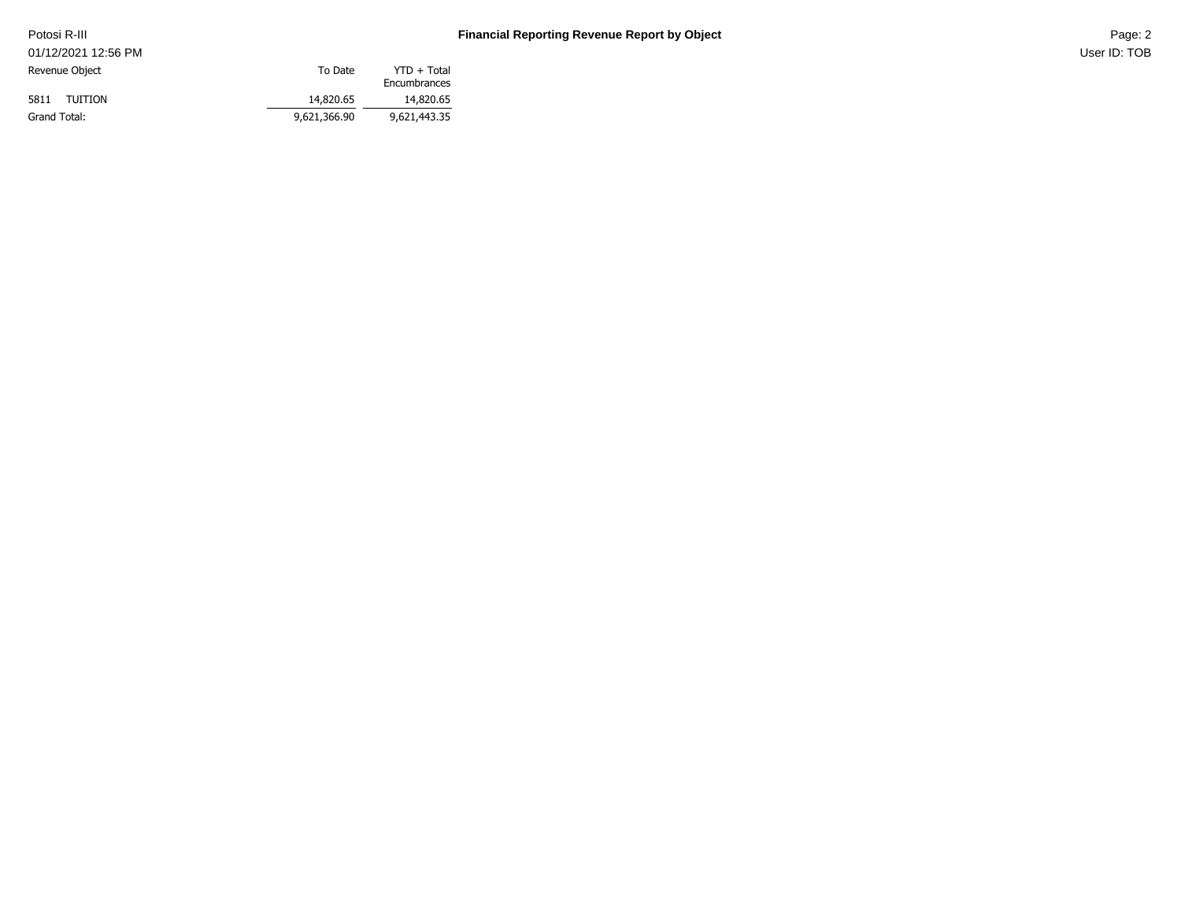| Revenue Object | To Date | YTD + Total Encumbrances |
| --- | --- | --- |
| 5811 TUITION | 14,820.65 | 14,820.65 |
| Grand Total: | 9,621,366.90 | 9,621,443.35 |